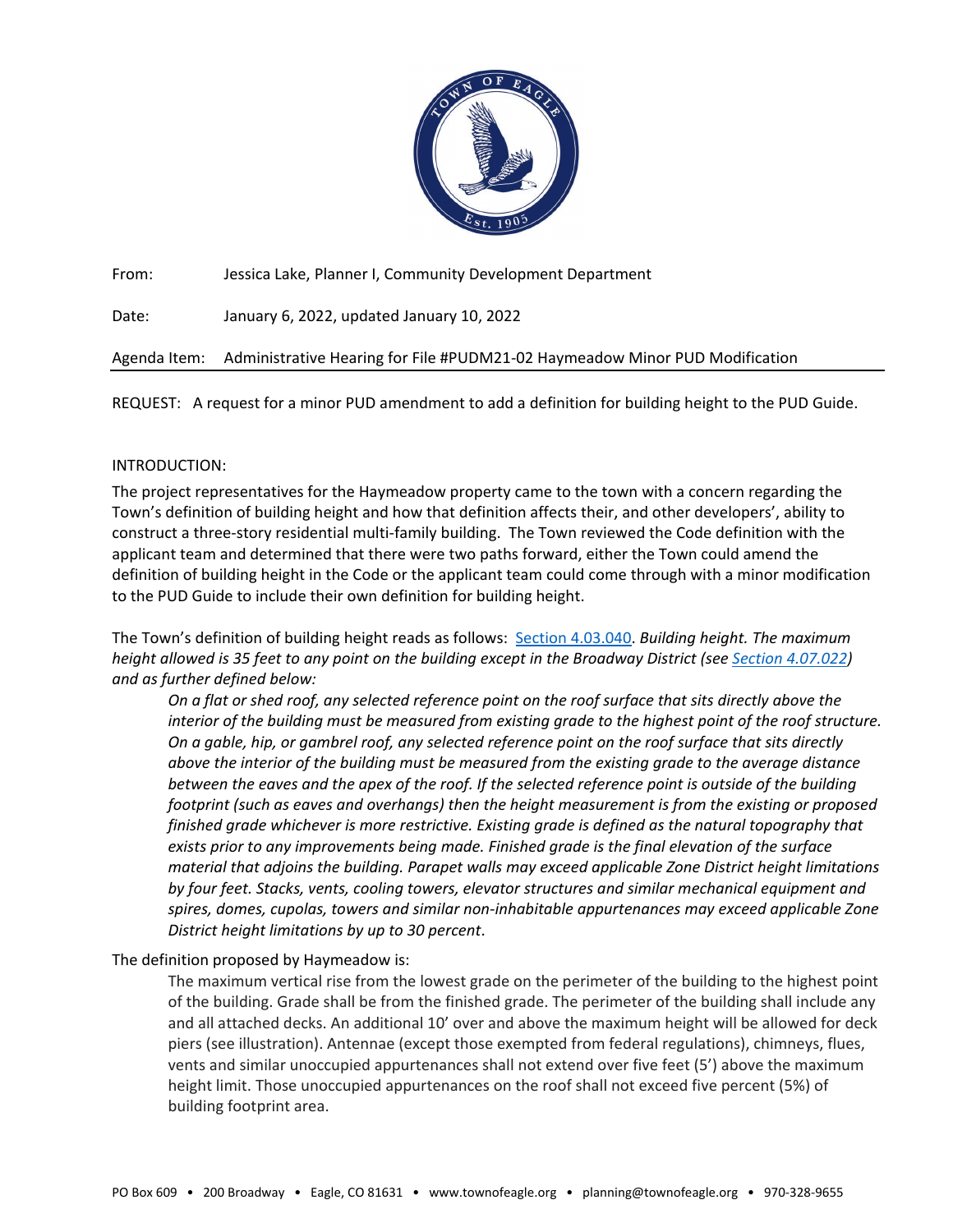From: Jessica Lake, Planner I, Community Development Department

Date: January 6, 2022, updated January 10, 2022

Agenda Item: Administrative Hearing for File #PUDM21-02 Haymeadow Minor PUD Modification

REQUEST: A request for a minor PUD amendment to add a definition for building height to the PUD Guide.

INTRODUCTION:

The project representatives for the Haymeadow property came to the town with a concern regarding the Town's definition of building height and how that definition affects their, and other developers', ability to construct a three-story residential multi-family building. The Town reviewed the Code definition with the applicant team and determined that there were two paths forward, either the Town could amend the definition of building height in the Code or the applicant team could come through with a minor modification to the PUD Guide to include their own definition for building height.

The Town's definition of building height reads as follows: Section 4.03.040. *Building height. The maximum height allowed is 35 feet to any point on the building except in the Broadway District (see Section 4.07.022) and as further defined below:*

> *On a flat or shed roof, any selected reference point on the roof surface that sits directly above the interior of the building must be measured from existing grade to the highest point of the roof structure. On a gable, hip, or gambrel roof, any selected reference point on the roof surface that sits directly above the interior of the building must be measured from the existing grade to the average distance between the eaves and the apex of the roof. If the selected reference point is outside of the building footprint (such as eaves and overhangs) then the height measurement is from the existing or proposed finished grade whichever is more restrictive. Existing grade is defined as the natural topography that exists prior to any improvements being made. Finished grade is the final elevation of the surface material that adjoins the building. Parapet walls may exceed applicable Zone District height limitations by four feet. Stacks, vents, cooling towers, elevator structures and similar mechanical equipment and spires, domes, cupolas, towers and similar non-inhabitable appurtenances may exceed applicable Zone District height limitations by up to 30 percent*.

The definition proposed by Haymeadow is:

> The maximum vertical rise from the lowest grade on the perimeter of the building to the highest point of the building. Grade shall be from the finished grade. The perimeter of the building shall include any and all attached decks. An additional 10' over and above the maximum height will be allowed for deck piers (see illustration). Antennae (except those exempted from federal regulations), chimneys, flues, vents and similar unoccupied appurtenances shall not extend over five feet (5') above the maximum height limit. Those unoccupied appurtenances on the roof shall not exceed five percent (5%) of building footprint area.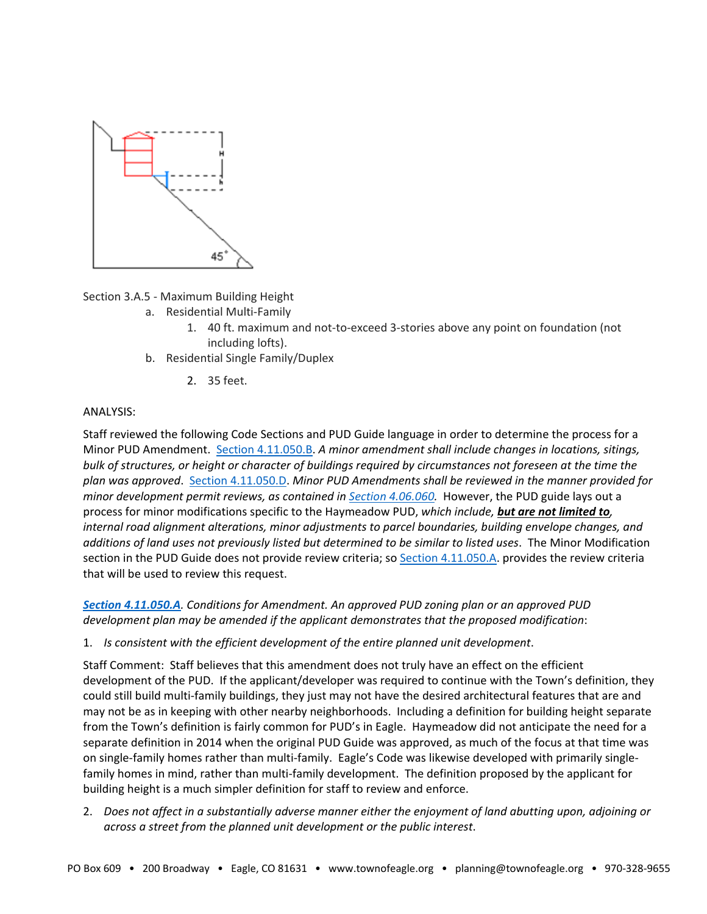Section 3.A.5 - Maximum Building Height

a. Residential Multi-Family
   1. 40 ft. maximum and not-to-exceed 3-stories above any point on foundation (not including lofts).
b. Residential Single Family/Duplex
   2. 35 feet.

ANALYSIS:

Staff reviewed the following Code Sections and PUD Guide language in order to determine the process for a Minor PUD Amendment. Section 4.11.050.B. *A minor amendment shall include changes in locations, sitings, bulk of structures, or height or character of buildings required by circumstances not foreseen at the time the plan was approved*. Section 4.11.050.D. *Minor PUD Amendments shall be reviewed in the manner provided for minor development permit reviews, as contained in Section 4.06.060.* However, the PUD guide lays out a process for minor modifications specific to the Haymeadow PUD, *which include,* ***but are not limited to***, *internal road alignment alterations, minor adjustments to parcel boundaries, building envelope changes, and additions of land uses not previously listed but determined to be similar to listed uses*. The Minor Modification section in the PUD Guide does not provide review criteria; so Section 4.11.050.A. provides the review criteria that will be used to review this request.

***Section 4.11.050.A***. *Conditions for Amendment. An approved PUD zoning plan or an approved PUD development plan may be amended if the applicant demonstrates that the proposed modification*:

1. *Is consistent with the efficient development of the entire planned unit development*.

Staff Comment: Staff believes that this amendment does not truly have an effect on the efficient development of the PUD. If the applicant/developer was required to continue with the Town's definition, they could still build multi-family buildings, they just may not have the desired architectural features that are and may not be as in keeping with other nearby neighborhoods. Including a definition for building height separate from the Town's definition is fairly common for PUD's in Eagle. Haymeadow did not anticipate the need for a separate definition in 2014 when the original PUD Guide was approved, as much of the focus at that time was on single-family homes rather than multi-family. Eagle's Code was likewise developed with primarily single-family homes in mind, rather than multi-family development. The definition proposed by the applicant for building height is a much simpler definition for staff to review and enforce.

2. *Does not affect in a substantially adverse manner either the enjoyment of land abutting upon, adjoining or across a street from the planned unit development or the public interest.*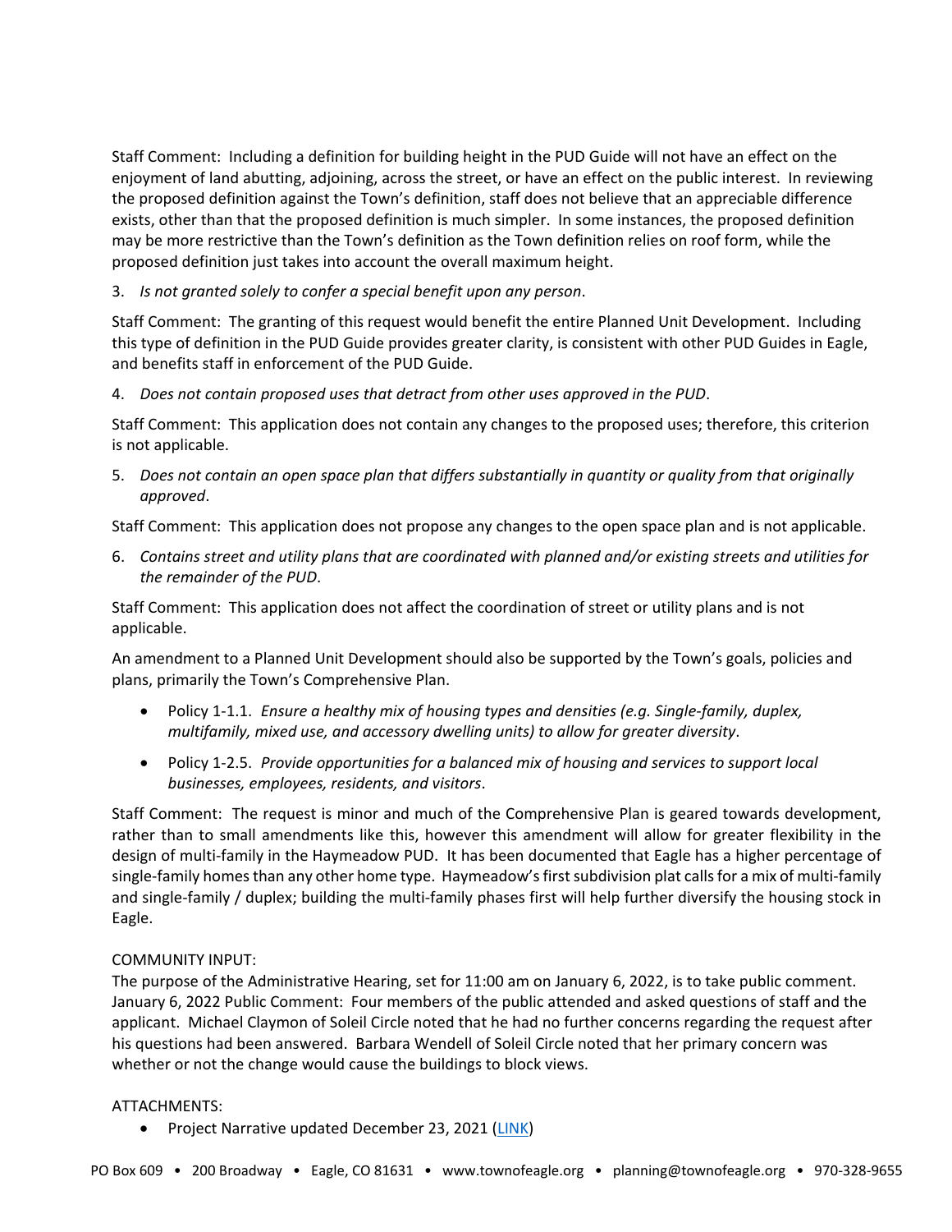Staff Comment: Including a definition for building height in the PUD Guide will not have an effect on the enjoyment of land abutting, adjoining, across the street, or have an effect on the public interest. In reviewing the proposed definition against the Town's definition, staff does not believe that an appreciable difference exists, other than that the proposed definition is much simpler. In some instances, the proposed definition may be more restrictive than the Town's definition as the Town definition relies on roof form, while the proposed definition just takes into account the overall maximum height.

3. *Is not granted solely to confer a special benefit upon any person*.

Staff Comment: The granting of this request would benefit the entire Planned Unit Development. Including this type of definition in the PUD Guide provides greater clarity, is consistent with other PUD Guides in Eagle, and benefits staff in enforcement of the PUD Guide.

4. *Does not contain proposed uses that detract from other uses approved in the PUD*.

Staff Comment: This application does not contain any changes to the proposed uses; therefore, this criterion is not applicable.

5. *Does not contain an open space plan that differs substantially in quantity or quality from that originally approved*.

Staff Comment: This application does not propose any changes to the open space plan and is not applicable.

6. *Contains street and utility plans that are coordinated with planned and/or existing streets and utilities for the remainder of the PUD*.

Staff Comment: This application does not affect the coordination of street or utility plans and is not applicable.

An amendment to a Planned Unit Development should also be supported by the Town's goals, policies and plans, primarily the Town's Comprehensive Plan.

- Policy 1-1.1. *Ensure a healthy mix of housing types and densities (e.g. Single-family, duplex, multifamily, mixed use, and accessory dwelling units) to allow for greater diversity*.
- Policy 1-2.5. *Provide opportunities for a balanced mix of housing and services to support local businesses, employees, residents, and visitors*.

Staff Comment: The request is minor and much of the Comprehensive Plan is geared towards development, rather than to small amendments like this, however this amendment will allow for greater flexibility in the design of multi-family in the Haymeadow PUD. It has been documented that Eagle has a higher percentage of single-family homes than any other home type. Haymeadow's first subdivision plat calls for a mix of multi-family and single-family / duplex; building the multi-family phases first will help further diversify the housing stock in Eagle.

COMMUNITY INPUT:

The purpose of the Administrative Hearing, set for 11:00 am on January 6, 2022, is to take public comment. January 6, 2022 Public Comment: Four members of the public attended and asked questions of staff and the applicant. Michael Claymon of Soleil Circle noted that he had no further concerns regarding the request after his questions had been answered. Barbara Wendell of Soleil Circle noted that her primary concern was whether or not the change would cause the buildings to block views.

ATTACHMENTS:

- Project Narrative updated December 23, 2021 (LINK)